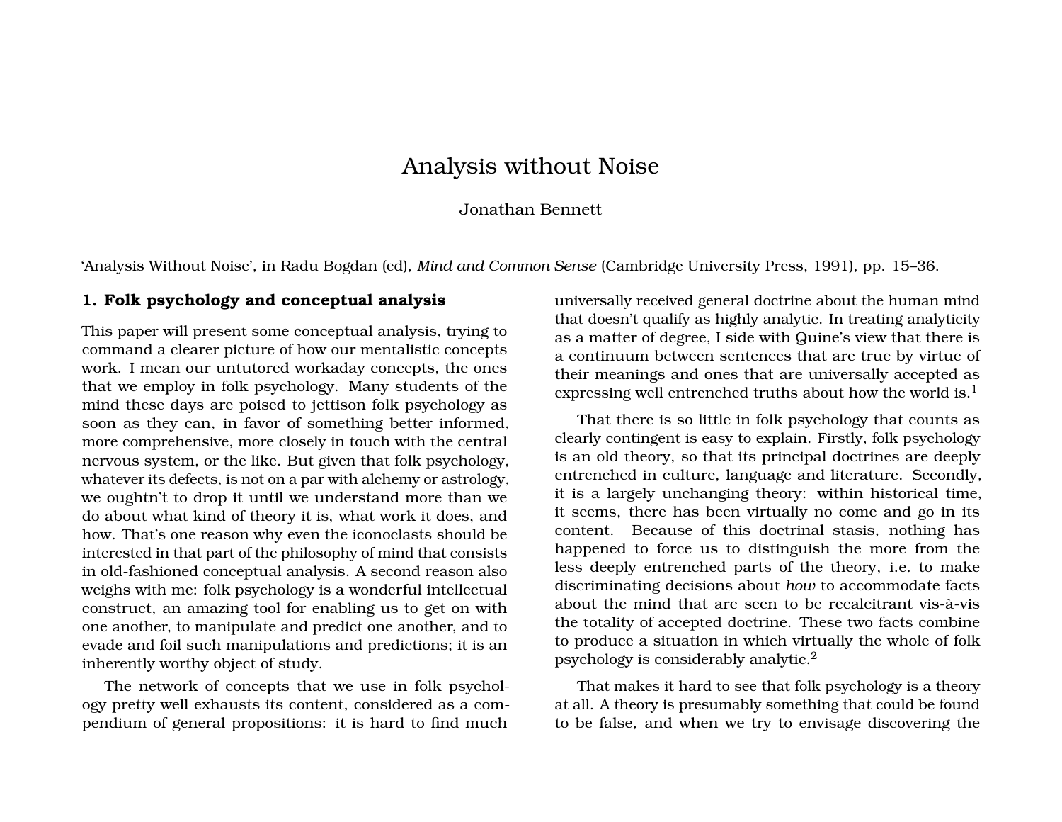# Analysis without Noise

Jonathan Bennett

'Analysis Without Noise', in Radu Bogdan (ed), *Mind and Common Sense* (Cambridge University Press, 1991), pp. 15–36.

## 1. Folk psychology and conceptual analysis

This paper will present some conceptual analysis, trying to command a clearer picture of how our mentalistic concepts work. I mean our untutored workaday concepts, the ones that we employ in folk psychology. Many students of the mind these days are poised to jettison folk psychology as soon as they can, in favor of something better informed, more comprehensive, more closely in touch with the central nervous system, or the like. But given that folk psychology, whatever its defects, is not on a par with alchemy or astrology, we oughtn't to drop it until we understand more than we do about what kind of theory it is, what work it does, and how. That's one reason why even the iconoclasts should be interested in that part of the philosophy of mind that consists in old-fashioned conceptual analysis. A second reason also weighs with me: folk psychology is a wonderful intellectual construct, an amazing tool for enabling us to get on with one another, to manipulate and predict one another, and to evade and foil such manipulations and predictions; it is an inherently worthy object of study.

The network of concepts that we use in folk psychology pretty well exhausts its content, considered as a compendium of general propositions: it is hard to find much universally received general doctrine about the human mind that doesn't qualify as highly analytic. In treating analyticity as a matter of degree, I side with Quine's view that there is a continuum between sentences that are true by virtue of their meanings and ones that are universally accepted as expressing well entrenched truths about how the world is.[1]

That there is so little in folk psychology that counts as clearly contingent is easy to explain. Firstly, folk psychology is an old theory, so that its principal doctrines are deeply entrenched in culture, language and literature. Secondly, it is a largely unchanging theory: within historical time, it seems, there has been virtually no come and go in its content. Because of this doctrinal stasis, nothing has happened to force us to distinguish the more from the less deeply entrenched parts of the theory, i.e. to make discriminating decisions about *how* to accommodate facts about the mind that are seen to be recalcitrant vis-à-vis the totality of accepted doctrine. These two facts combine to produce a situation in which virtually the whole of folk psychology is considerably analytic.[2]

That makes it hard to see that folk psychology is a theory at all. A theory is presumably something that could be found to be false, and when we try to envisage discovering the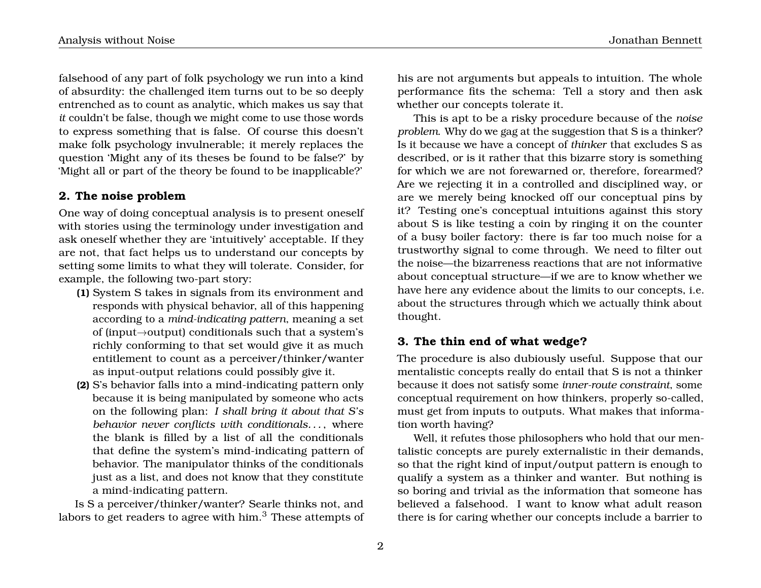falsehood of any part of folk psychology we run into a kind of absurdity: the challenged item turns out to be so deeply entrenched as to count as analytic, which makes us say that *it* couldn't be false, though we might come to use those words to express something that is false. Of course this doesn't make folk psychology invulnerable; it merely replaces the question 'Might any of its theses be found to be false?' by 'Might all or part of the theory be found to be inapplicable?'

## 2. The noise problem

One way of doing conceptual analysis is to present oneself with stories using the terminology under investigation and ask oneself whether they are 'intuitively' acceptable. If they are not, that fact helps us to understand our concepts by setting some limits to what they will tolerate. Consider, for example, the following two-part story:

**(1)** System S takes in signals from its environment and responds with physical behavior, all of this happening according to a *mind-indicating pattern*, meaning a set of (input→output) conditionals such that a system's richly conforming to that set would give it as much entitlement to count as a perceiver/thinker/wanter as input-output relations could possibly give it.

**(2)** S's behavior falls into a mind-indicating pattern only because it is being manipulated by someone who acts on the following plan: *I shall bring it about that S's behavior never conflicts with conditionals. . .* , where the blank is filled by a list of all the conditionals that define the system's mind-indicating pattern of behavior. The manipulator thinks of the conditionals just as a list, and does not know that they constitute a mind-indicating pattern.

Is S a perceiver/thinker/wanter? Searle thinks not, and labors to get readers to agree with him.[3] These attempts of his are not arguments but appeals to intuition. The whole performance fits the schema: Tell a story and then ask whether our concepts tolerate it.

This is apt to be a risky procedure because of the *noise problem*. Why do we gag at the suggestion that S is a thinker? Is it because we have a concept of *thinker* that excludes S as described, or is it rather that this bizarre story is something for which we are not forewarned or, therefore, forearmed? Are we rejecting it in a controlled and disciplined way, or are we merely being knocked off our conceptual pins by it? Testing one's conceptual intuitions against this story about S is like testing a coin by ringing it on the counter of a busy boiler factory: there is far too much noise for a trustworthy signal to come through. We need to filter out the noise—the bizarreness reactions that are not informative about conceptual structure—if we are to know whether we have here any evidence about the limits to our concepts, i.e. about the structures through which we actually think about thought.

## 3. The thin end of what wedge?

The procedure is also dubiously useful. Suppose that our mentalistic concepts really do entail that S is not a thinker because it does not satisfy some *inner-route constraint*, some conceptual requirement on how thinkers, properly so-called, must get from inputs to outputs. What makes that information worth having?

Well, it refutes those philosophers who hold that our mentalistic concepts are purely externalistic in their demands, so that the right kind of input/output pattern is enough to qualify a system as a thinker and wanter. But nothing is so boring and trivial as the information that someone has believed a falsehood. I want to know what adult reason there is for caring whether our concepts include a barrier to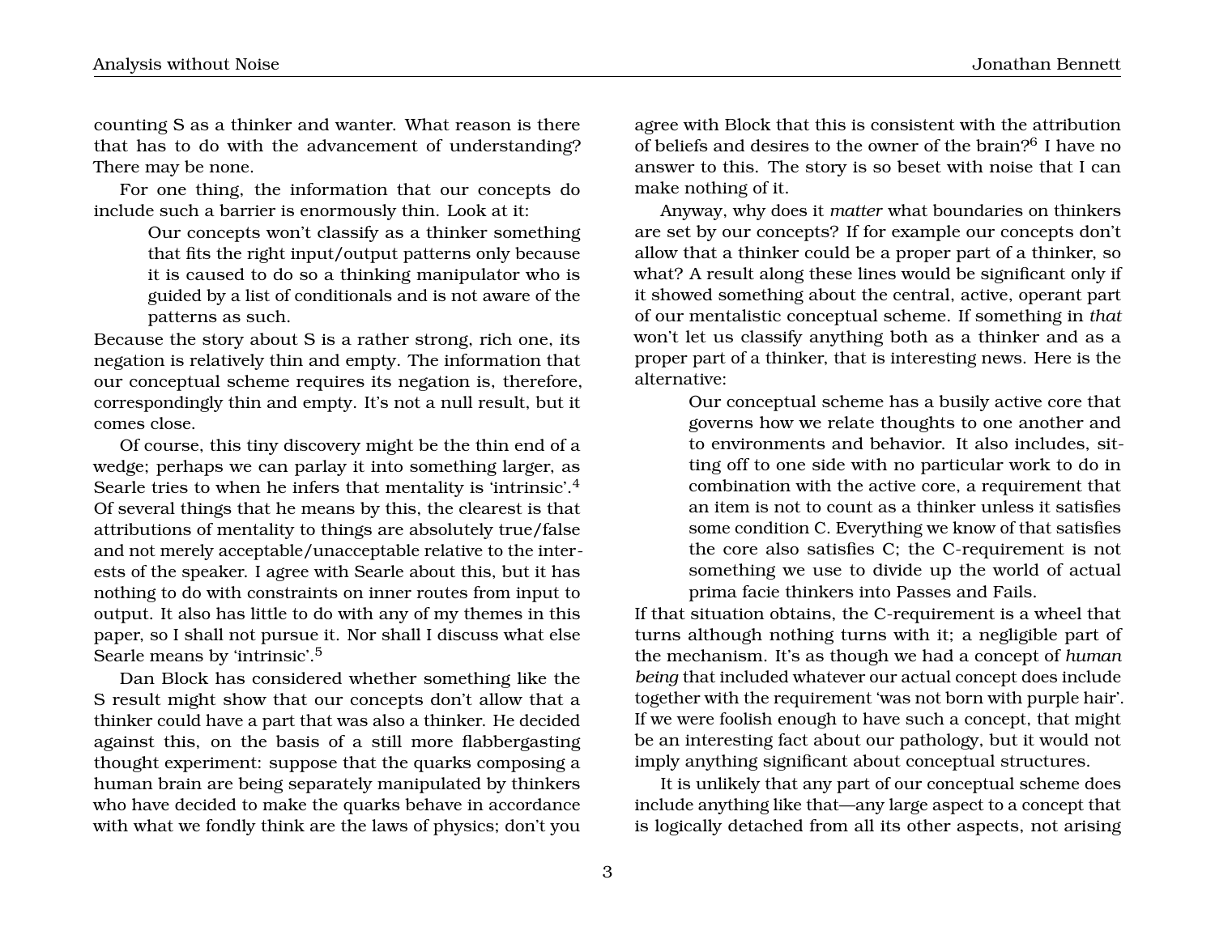counting S as a thinker and wanter. What reason is there that has to do with the advancement of understanding? There may be none.

For one thing, the information that our concepts do include such a barrier is enormously thin. Look at it:

> Our concepts won't classify as a thinker something that fits the right input/output patterns only because it is caused to do so a thinking manipulator who is guided by a list of conditionals and is not aware of the patterns as such.

Because the story about S is a rather strong, rich one, its negation is relatively thin and empty. The information that our conceptual scheme requires its negation is, therefore, correspondingly thin and empty. It's not a null result, but it comes close.

Of course, this tiny discovery might be the thin end of a wedge; perhaps we can parlay it into something larger, as Searle tries to when he infers that mentality is 'intrinsic'.[4] Of several things that he means by this, the clearest is that attributions of mentality to things are absolutely true/false and not merely acceptable/unacceptable relative to the interests of the speaker. I agree with Searle about this, but it has nothing to do with constraints on inner routes from input to output. It also has little to do with any of my themes in this paper, so I shall not pursue it. Nor shall I discuss what else Searle means by 'intrinsic'.[5]

Dan Block has considered whether something like the S result might show that our concepts don't allow that a thinker could have a part that was also a thinker. He decided against this, on the basis of a still more flabbergasting thought experiment: suppose that the quarks composing a human brain are being separately manipulated by thinkers who have decided to make the quarks behave in accordance with what we fondly think are the laws of physics; don't you agree with Block that this is consistent with the attribution of beliefs and desires to the owner of the brain?[6] I have no answer to this. The story is so beset with noise that I can make nothing of it.

Anyway, why does it *matter* what boundaries on thinkers are set by our concepts? If for example our concepts don't allow that a thinker could be a proper part of a thinker, so what? A result along these lines would be significant only if it showed something about the central, active, operant part of our mentalistic conceptual scheme. If something in *that* won't let us classify anything both as a thinker and as a proper part of a thinker, that is interesting news. Here is the alternative:

> Our conceptual scheme has a busily active core that governs how we relate thoughts to one another and to environments and behavior. It also includes, sitting off to one side with no particular work to do in combination with the active core, a requirement that an item is not to count as a thinker unless it satisfies some condition C. Everything we know of that satisfies the core also satisfies C; the C-requirement is not something we use to divide up the world of actual prima facie thinkers into Passes and Fails.

If that situation obtains, the C-requirement is a wheel that turns although nothing turns with it; a negligible part of the mechanism. It's as though we had a concept of *human being* that included whatever our actual concept does include together with the requirement 'was not born with purple hair'. If we were foolish enough to have such a concept, that might be an interesting fact about our pathology, but it would not imply anything significant about conceptual structures.

It is unlikely that any part of our conceptual scheme does include anything like that—any large aspect to a concept that is logically detached from all its other aspects, not arising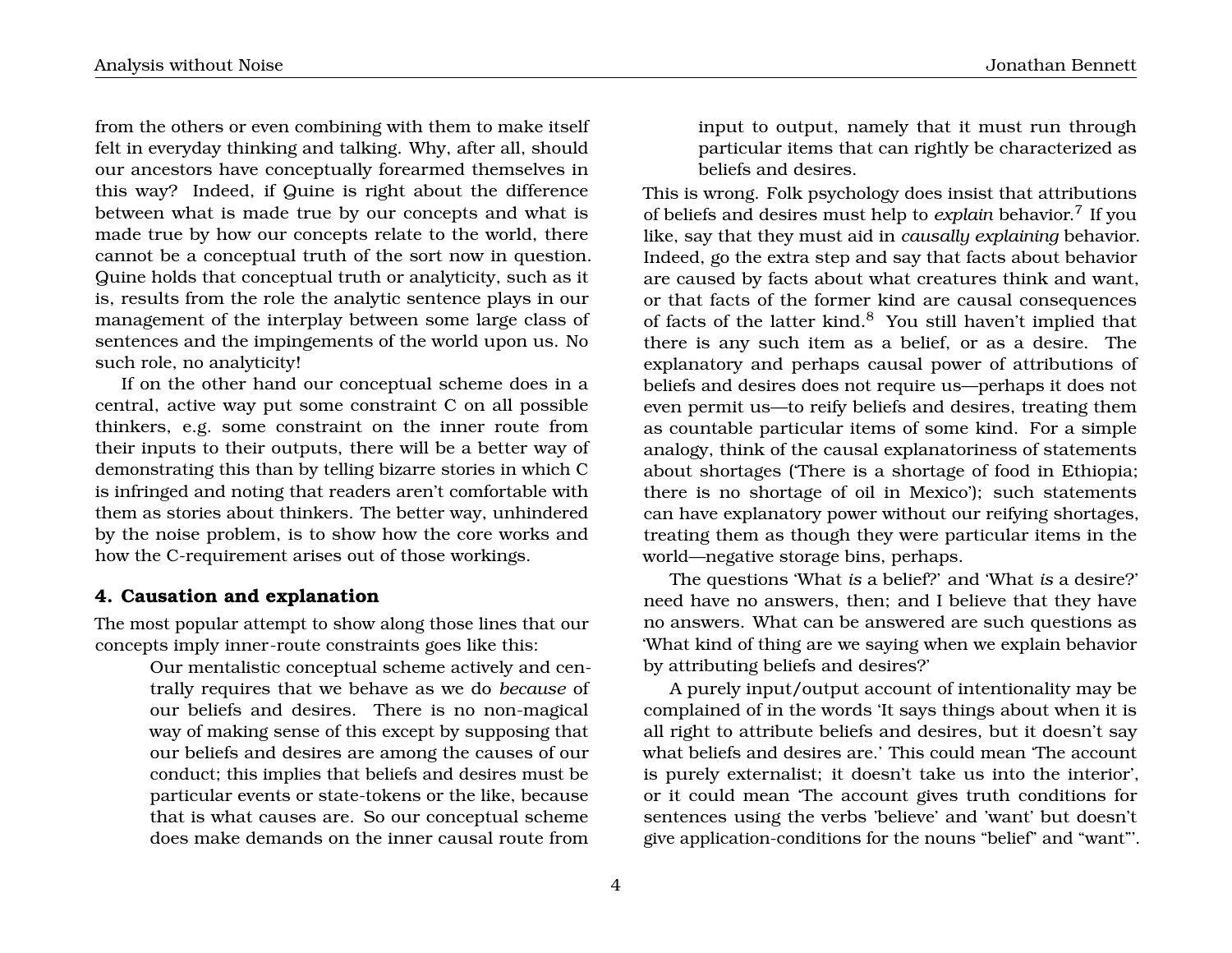from the others or even combining with them to make itself felt in everyday thinking and talking. Why, after all, should our ancestors have conceptually forearmed themselves in this way? Indeed, if Quine is right about the difference between what is made true by our concepts and what is made true by how our concepts relate to the world, there cannot be a conceptual truth of the sort now in question. Quine holds that conceptual truth or analyticity, such as it is, results from the role the analytic sentence plays in our management of the interplay between some large class of sentences and the impingements of the world upon us. No such role, no analyticity!

If on the other hand our conceptual scheme does in a central, active way put some constraint C on all possible thinkers, e.g. some constraint on the inner route from their inputs to their outputs, there will be a better way of demonstrating this than by telling bizarre stories in which C is infringed and noting that readers aren't comfortable with them as stories about thinkers. The better way, unhindered by the noise problem, is to show how the core works and how the C-requirement arises out of those workings.

## 4. Causation and explanation

The most popular attempt to show along those lines that our concepts imply inner-route constraints goes like this:

> Our mentalistic conceptual scheme actively and centrally requires that we behave as we do *because* of our beliefs and desires. There is no non-magical way of making sense of this except by supposing that our beliefs and desires are among the causes of our conduct; this implies that beliefs and desires must be particular events or state-tokens or the like, because that is what causes are. So our conceptual scheme does make demands on the inner causal route from input to output, namely that it must run through particular items that can rightly be characterized as beliefs and desires.

This is wrong. Folk psychology does insist that attributions of beliefs and desires must help to *explain* behavior.[7] If you like, say that they must aid in *causally explaining* behavior. Indeed, go the extra step and say that facts about behavior are caused by facts about what creatures think and want, or that facts of the former kind are causal consequences of facts of the latter kind.[8] You still haven't implied that there is any such item as a belief, or as a desire. The explanatory and perhaps causal power of attributions of beliefs and desires does not require us—perhaps it does not even permit us—to reify beliefs and desires, treating them as countable particular items of some kind. For a simple analogy, think of the causal explanatoriness of statements about shortages ('There is a shortage of food in Ethiopia; there is no shortage of oil in Mexico'); such statements can have explanatory power without our reifying shortages, treating them as though they were particular items in the world—negative storage bins, perhaps.

The questions 'What *is* a belief?' and 'What *is* a desire?' need have no answers, then; and I believe that they have no answers. What can be answered are such questions as 'What kind of thing are we saying when we explain behavior by attributing beliefs and desires?'

A purely input/output account of intentionality may be complained of in the words 'It says things about when it is all right to attribute beliefs and desires, but it doesn't say what beliefs and desires are.' This could mean 'The account is purely externalist; it doesn't take us into the interior', or it could mean 'The account gives truth conditions for sentences using the verbs 'believe' and 'want' but doesn't give application-conditions for the nouns "belief" and "want"'.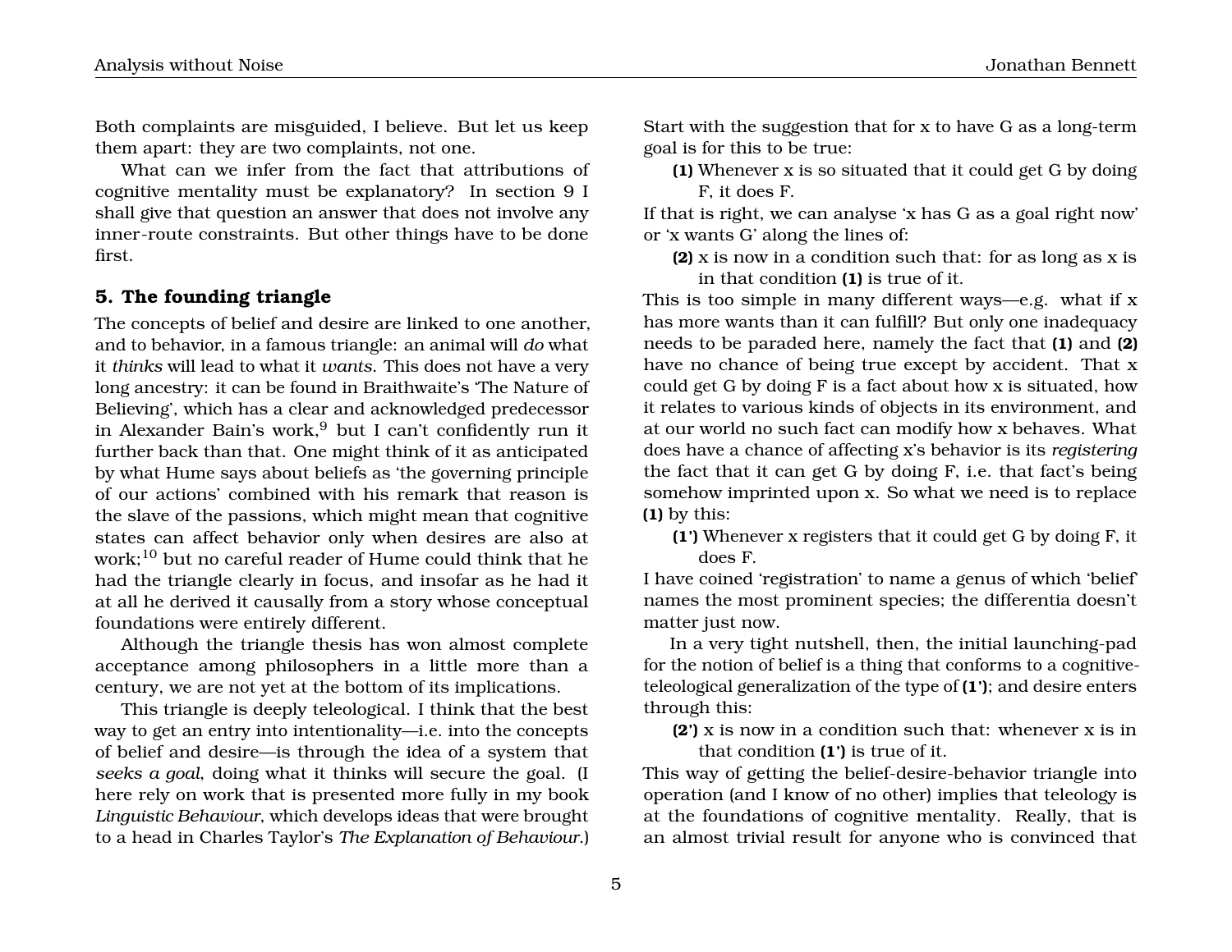Both complaints are misguided, I believe. But let us keep them apart: they are two complaints, not one.

What can we infer from the fact that attributions of cognitive mentality must be explanatory? In section 9 I shall give that question an answer that does not involve any inner-route constraints. But other things have to be done first.

## 5. The founding triangle

The concepts of belief and desire are linked to one another, and to behavior, in a famous triangle: an animal will *do* what it *thinks* will lead to what it *wants*. This does not have a very long ancestry: it can be found in Braithwaite's 'The Nature of Believing', which has a clear and acknowledged predecessor in Alexander Bain's work,[9] but I can't confidently run it further back than that. One might think of it as anticipated by what Hume says about beliefs as 'the governing principle of our actions' combined with his remark that reason is the slave of the passions, which might mean that cognitive states can affect behavior only when desires are also at work;[10] but no careful reader of Hume could think that he had the triangle clearly in focus, and insofar as he had it at all he derived it causally from a story whose conceptual foundations were entirely different.

Although the triangle thesis has won almost complete acceptance among philosophers in a little more than a century, we are not yet at the bottom of its implications.

This triangle is deeply teleological. I think that the best way to get an entry into intentionality—i.e. into the concepts of belief and desire—is through the idea of a system that *seeks a goal*, doing what it thinks will secure the goal. (I here rely on work that is presented more fully in my book *Linguistic Behaviour*, which develops ideas that were brought to a head in Charles Taylor's *The Explanation of Behaviour*.) Start with the suggestion that for x to have G as a long-term goal is for this to be true:

> **(1)** Whenever x is so situated that it could get G by doing F, it does F.

If that is right, we can analyse 'x has G as a goal right now' or 'x wants G' along the lines of:

> **(2)** x is now in a condition such that: for as long as x is in that condition **(1)** is true of it.

This is too simple in many different ways—e.g. what if x has more wants than it can fulfill? But only one inadequacy needs to be paraded here, namely the fact that **(1)** and **(2)** have no chance of being true except by accident. That x could get G by doing F is a fact about how x is situated, how it relates to various kinds of objects in its environment, and at our world no such fact can modify how x behaves. What does have a chance of affecting x's behavior is its *registering* the fact that it can get G by doing F, i.e. that fact's being somehow imprinted upon x. So what we need is to replace **(1)** by this:

> **(1')** Whenever x registers that it could get G by doing F, it does F.

I have coined 'registration' to name a genus of which 'belief' names the most prominent species; the differentia doesn't matter just now.

In a very tight nutshell, then, the initial launching-pad for the notion of belief is a thing that conforms to a cognitive-teleological generalization of the type of **(1')**; and desire enters through this:

> **(2')** x is now in a condition such that: whenever x is in that condition **(1')** is true of it.

This way of getting the belief-desire-behavior triangle into operation (and I know of no other) implies that teleology is at the foundations of cognitive mentality. Really, that is an almost trivial result for anyone who is convinced that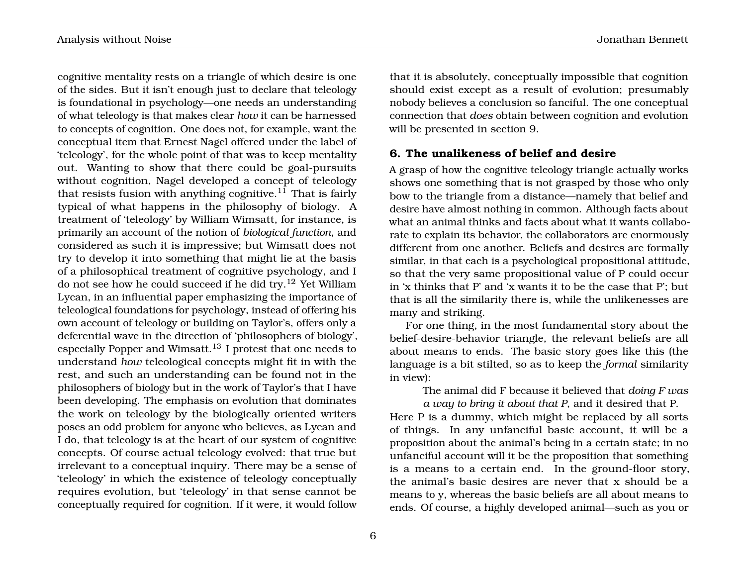cognitive mentality rests on a triangle of which desire is one of the sides. But it isn't enough just to declare that teleology is foundational in psychology—one needs an understanding of what teleology is that makes clear *how* it can be harnessed to concepts of cognition. One does not, for example, want the conceptual item that Ernest Nagel offered under the label of 'teleology', for the whole point of that was to keep mentality out. Wanting to show that there could be goal-pursuits without cognition, Nagel developed a concept of teleology that resists fusion with anything cognitive.[11] That is fairly typical of what happens in the philosophy of biology. A treatment of 'teleology' by William Wimsatt, for instance, is primarily an account of the notion of *biological function*, and considered as such it is impressive; but Wimsatt does not try to develop it into something that might lie at the basis of a philosophical treatment of cognitive psychology, and I do not see how he could succeed if he did try.[12] Yet William Lycan, in an influential paper emphasizing the importance of teleological foundations for psychology, instead of offering his own account of teleology or building on Taylor's, offers only a deferential wave in the direction of 'philosophers of biology', especially Popper and Wimsatt.[13] I protest that one needs to understand *how* teleological concepts might fit in with the rest, and such an understanding can be found not in the philosophers of biology but in the work of Taylor's that I have been developing. The emphasis on evolution that dominates the work on teleology by the biologically oriented writers poses an odd problem for anyone who believes, as Lycan and I do, that teleology is at the heart of our system of cognitive concepts. Of course actual teleology evolved: that true but irrelevant to a conceptual inquiry. There may be a sense of 'teleology' in which the existence of teleology conceptually requires evolution, but 'teleology' in that sense cannot be conceptually required for cognition. If it were, it would follow that it is absolutely, conceptually impossible that cognition should exist except as a result of evolution; presumably nobody believes a conclusion so fanciful. The one conceptual connection that *does* obtain between cognition and evolution will be presented in section 9.

## 6. The unalikeness of belief and desire

A grasp of how the cognitive teleology triangle actually works shows one something that is not grasped by those who only bow to the triangle from a distance—namely that belief and desire have almost nothing in common. Although facts about what an animal thinks and facts about what it wants collaborate to explain its behavior, the collaborators are enormously different from one another. Beliefs and desires are formally similar, in that each is a psychological propositional attitude, so that the very same propositional value of P could occur in 'x thinks that P' and 'x wants it to be the case that P'; but that is all the similarity there is, while the unlikenesses are many and striking.

For one thing, in the most fundamental story about the belief-desire-behavior triangle, the relevant beliefs are all about means to ends. The basic story goes like this (the language is a bit stilted, so as to keep the *formal* similarity in view):

> The animal did F because it believed that *doing F was a way to bring it about that P*, and it desired that P.

Here P is a dummy, which might be replaced by all sorts of things. In any unfanciful basic account, it will be a proposition about the animal's being in a certain state; in no unfanciful account will it be the proposition that something is a means to a certain end. In the ground-floor story, the animal's basic desires are never that x should be a means to y, whereas the basic beliefs are all about means to ends. Of course, a highly developed animal—such as you or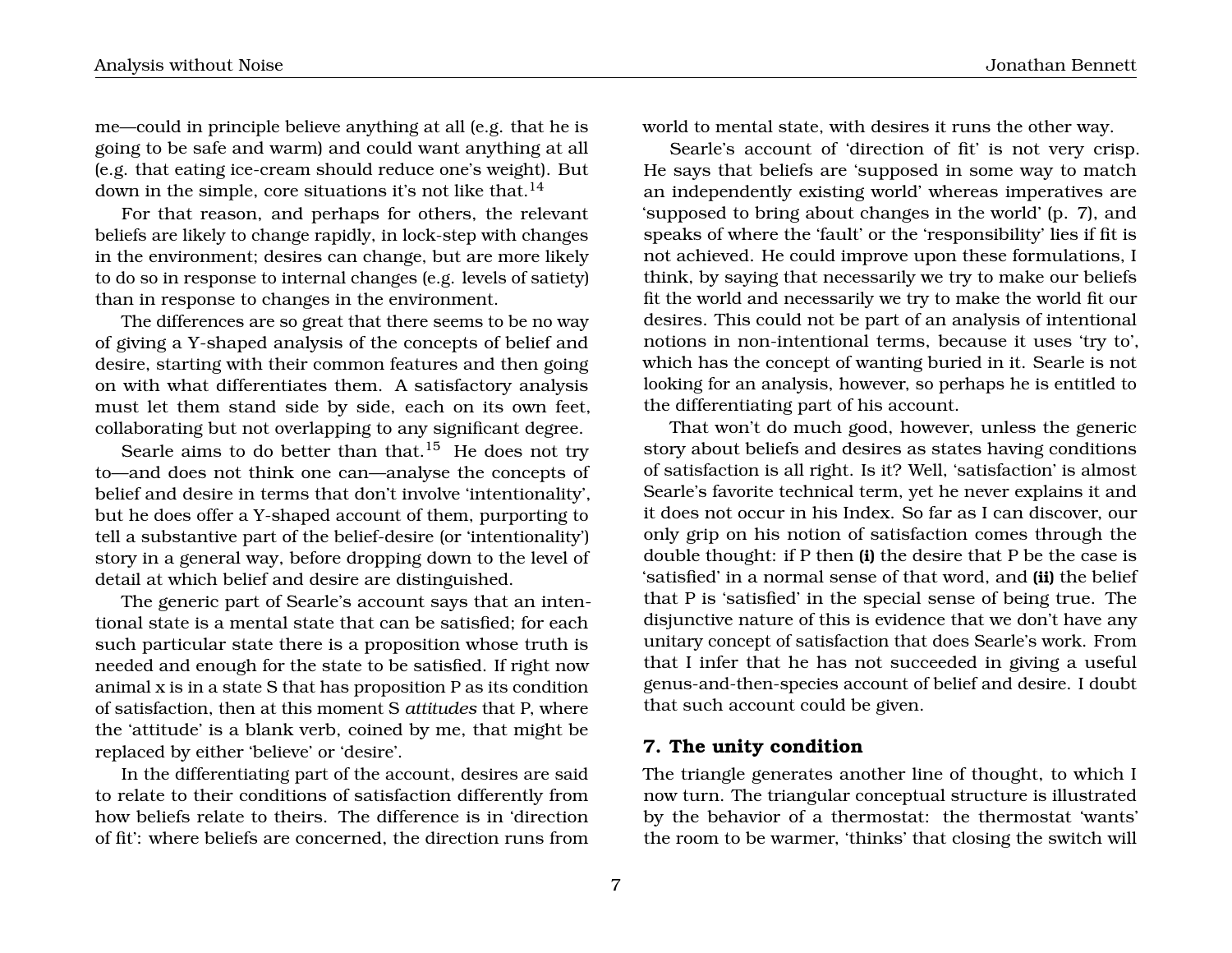me—could in principle believe anything at all (e.g. that he is going to be safe and warm) and could want anything at all (e.g. that eating ice-cream should reduce one's weight). But down in the simple, core situations it's not like that.[14]

For that reason, and perhaps for others, the relevant beliefs are likely to change rapidly, in lock-step with changes in the environment; desires can change, but are more likely to do so in response to internal changes (e.g. levels of satiety) than in response to changes in the environment.

The differences are so great that there seems to be no way of giving a Y-shaped analysis of the concepts of belief and desire, starting with their common features and then going on with what differentiates them. A satisfactory analysis must let them stand side by side, each on its own feet, collaborating but not overlapping to any significant degree.

Searle aims to do better than that.[15] He does not try to—and does not think one can—analyse the concepts of belief and desire in terms that don't involve 'intentionality', but he does offer a Y-shaped account of them, purporting to tell a substantive part of the belief-desire (or 'intentionality') story in a general way, before dropping down to the level of detail at which belief and desire are distinguished.

The generic part of Searle's account says that an intentional state is a mental state that can be satisfied; for each such particular state there is a proposition whose truth is needed and enough for the state to be satisfied. If right now animal x is in a state S that has proposition P as its condition of satisfaction, then at this moment S *attitudes* that P, where the 'attitude' is a blank verb, coined by me, that might be replaced by either 'believe' or 'desire'.

In the differentiating part of the account, desires are said to relate to their conditions of satisfaction differently from how beliefs relate to theirs. The difference is in 'direction of fit': where beliefs are concerned, the direction runs from world to mental state, with desires it runs the other way.

Searle's account of 'direction of fit' is not very crisp. He says that beliefs are 'supposed in some way to match an independently existing world' whereas imperatives are 'supposed to bring about changes in the world' (p. 7), and speaks of where the 'fault' or the 'responsibility' lies if fit is not achieved. He could improve upon these formulations, I think, by saying that necessarily we try to make our beliefs fit the world and necessarily we try to make the world fit our desires. This could not be part of an analysis of intentional notions in non-intentional terms, because it uses 'try to', which has the concept of wanting buried in it. Searle is not looking for an analysis, however, so perhaps he is entitled to the differentiating part of his account.

That won't do much good, however, unless the generic story about beliefs and desires as states having conditions of satisfaction is all right. Is it? Well, 'satisfaction' is almost Searle's favorite technical term, yet he never explains it and it does not occur in his Index. So far as I can discover, our only grip on his notion of satisfaction comes through the double thought: if P then **(i)** the desire that P be the case is 'satisfied' in a normal sense of that word, and **(ii)** the belief that P is 'satisfied' in the special sense of being true. The disjunctive nature of this is evidence that we don't have any unitary concept of satisfaction that does Searle's work. From that I infer that he has not succeeded in giving a useful genus-and-then-species account of belief and desire. I doubt that such account could be given.

## 7. The unity condition

The triangle generates another line of thought, to which I now turn. The triangular conceptual structure is illustrated by the behavior of a thermostat: the thermostat 'wants' the room to be warmer, 'thinks' that closing the switch will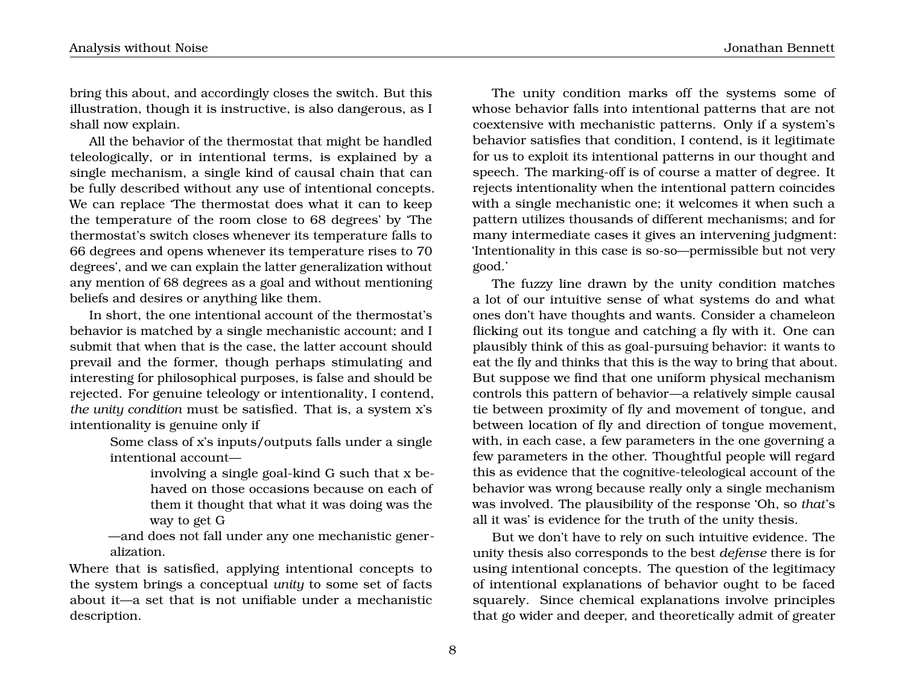bring this about, and accordingly closes the switch. But this illustration, though it is instructive, is also dangerous, as I shall now explain.

All the behavior of the thermostat that might be handled teleologically, or in intentional terms, is explained by a single mechanism, a single kind of causal chain that can be fully described without any use of intentional concepts. We can replace 'The thermostat does what it can to keep the temperature of the room close to 68 degrees' by 'The thermostat's switch closes whenever its temperature falls to 66 degrees and opens whenever its temperature rises to 70 degrees', and we can explain the latter generalization without any mention of 68 degrees as a goal and without mentioning beliefs and desires or anything like them.

In short, the one intentional account of the thermostat's behavior is matched by a single mechanistic account; and I submit that when that is the case, the latter account should prevail and the former, though perhaps stimulating and interesting for philosophical purposes, is false and should be rejected. For genuine teleology or intentionality, I contend, *the unity condition* must be satisfied. That is, a system x's intentionality is genuine only if

> Some class of x's inputs/outputs falls under a single intentional account—
>
> > involving a single goal-kind G such that x behaved on those occasions because on each of them it thought that what it was doing was the way to get G
>
> —and does not fall under any one mechanistic generalization.

Where that is satisfied, applying intentional concepts to the system brings a conceptual *unity* to some set of facts about it—a set that is not unifiable under a mechanistic description.

The unity condition marks off the systems some of whose behavior falls into intentional patterns that are not coextensive with mechanistic patterns. Only if a system's behavior satisfies that condition, I contend, is it legitimate for us to exploit its intentional patterns in our thought and speech. The marking-off is of course a matter of degree. It rejects intentionality when the intentional pattern coincides with a single mechanistic one; it welcomes it when such a pattern utilizes thousands of different mechanisms; and for many intermediate cases it gives an intervening judgment: 'Intentionality in this case is so-so—permissible but not very good.'

The fuzzy line drawn by the unity condition matches a lot of our intuitive sense of what systems do and what ones don't have thoughts and wants. Consider a chameleon flicking out its tongue and catching a fly with it. One can plausibly think of this as goal-pursuing behavior: it wants to eat the fly and thinks that this is the way to bring that about. But suppose we find that one uniform physical mechanism controls this pattern of behavior—a relatively simple causal tie between proximity of fly and movement of tongue, and between location of fly and direction of tongue movement, with, in each case, a few parameters in the one governing a few parameters in the other. Thoughtful people will regard this as evidence that the cognitive-teleological account of the behavior was wrong because really only a single mechanism was involved. The plausibility of the response 'Oh, so *that*'s all it was' is evidence for the truth of the unity thesis.

But we don't have to rely on such intuitive evidence. The unity thesis also corresponds to the best *defense* there is for using intentional concepts. The question of the legitimacy of intentional explanations of behavior ought to be faced squarely. Since chemical explanations involve principles that go wider and deeper, and theoretically admit of greater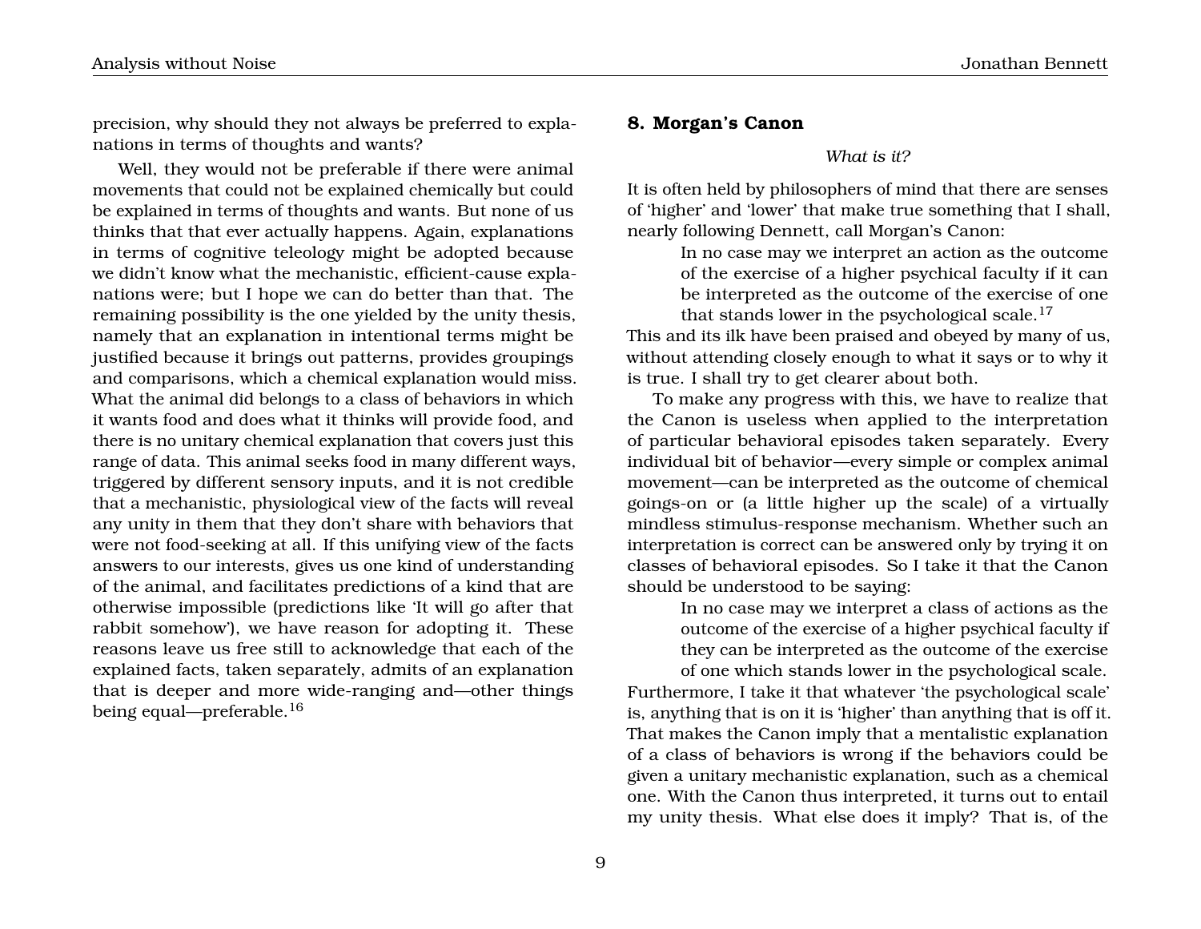precision, why should they not always be preferred to explanations in terms of thoughts and wants?

Well, they would not be preferable if there were animal movements that could not be explained chemically but could be explained in terms of thoughts and wants. But none of us thinks that that ever actually happens. Again, explanations in terms of cognitive teleology might be adopted because we didn't know what the mechanistic, efficient-cause explanations were; but I hope we can do better than that. The remaining possibility is the one yielded by the unity thesis, namely that an explanation in intentional terms might be justified because it brings out patterns, provides groupings and comparisons, which a chemical explanation would miss. What the animal did belongs to a class of behaviors in which it wants food and does what it thinks will provide food, and there is no unitary chemical explanation that covers just this range of data. This animal seeks food in many different ways, triggered by different sensory inputs, and it is not credible that a mechanistic, physiological view of the facts will reveal any unity in them that they don't share with behaviors that were not food-seeking at all. If this unifying view of the facts answers to our interests, gives us one kind of understanding of the animal, and facilitates predictions of a kind that are otherwise impossible (predictions like 'It will go after that rabbit somehow'), we have reason for adopting it. These reasons leave us free still to acknowledge that each of the explained facts, taken separately, admits of an explanation that is deeper and more wide-ranging and—other things being equal—preferable.[16]

## 8. Morgan's Canon

*What is it?*

It is often held by philosophers of mind that there are senses of 'higher' and 'lower' that make true something that I shall, nearly following Dennett, call Morgan's Canon:

> In no case may we interpret an action as the outcome of the exercise of a higher psychical faculty if it can be interpreted as the outcome of the exercise of one that stands lower in the psychological scale.[17]

This and its ilk have been praised and obeyed by many of us, without attending closely enough to what it says or to why it is true. I shall try to get clearer about both.

To make any progress with this, we have to realize that the Canon is useless when applied to the interpretation of particular behavioral episodes taken separately. Every individual bit of behavior—every simple or complex animal movement—can be interpreted as the outcome of chemical goings-on or (a little higher up the scale) of a virtually mindless stimulus-response mechanism. Whether such an interpretation is correct can be answered only by trying it on classes of behavioral episodes. So I take it that the Canon should be understood to be saying:

> In no case may we interpret a class of actions as the outcome of the exercise of a higher psychical faculty if they can be interpreted as the outcome of the exercise of one which stands lower in the psychological scale.

Furthermore, I take it that whatever 'the psychological scale' is, anything that is on it is 'higher' than anything that is off it. That makes the Canon imply that a mentalistic explanation of a class of behaviors is wrong if the behaviors could be given a unitary mechanistic explanation, such as a chemical one. With the Canon thus interpreted, it turns out to entail my unity thesis. What else does it imply? That is, of the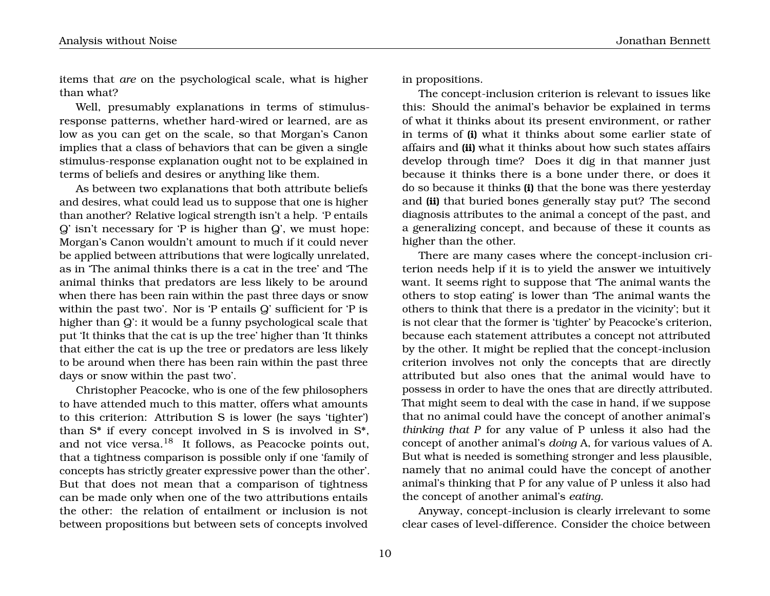items that *are* on the psychological scale, what is higher than what?

Well, presumably explanations in terms of stimulus-response patterns, whether hard-wired or learned, are as low as you can get on the scale, so that Morgan's Canon implies that a class of behaviors that can be given a single stimulus-response explanation ought not to be explained in terms of beliefs and desires or anything like them.

As between two explanations that both attribute beliefs and desires, what could lead us to suppose that one is higher than another? Relative logical strength isn't a help. 'P entails Q' isn't necessary for 'P is higher than Q', we must hope: Morgan's Canon wouldn't amount to much if it could never be applied between attributions that were logically unrelated, as in 'The animal thinks there is a cat in the tree' and 'The animal thinks that predators are less likely to be around when there has been rain within the past three days or snow within the past two'. Nor is 'P entails Q' sufficient for 'P is higher than Q': it would be a funny psychological scale that put 'It thinks that the cat is up the tree' higher than 'It thinks that either the cat is up the tree or predators are less likely to be around when there has been rain within the past three days or snow within the past two'.

Christopher Peacocke, who is one of the few philosophers to have attended much to this matter, offers what amounts to this criterion: Attribution S is lower (he says 'tighter') than S* if every concept involved in S is involved in S*, and not vice versa.[18] It follows, as Peacocke points out, that a tightness comparison is possible only if one 'family of concepts has strictly greater expressive power than the other'. But that does not mean that a comparison of tightness can be made only when one of the two attributions entails the other: the relation of entailment or inclusion is not between propositions but between sets of concepts involved in propositions.

The concept-inclusion criterion is relevant to issues like this: Should the animal's behavior be explained in terms of what it thinks about its present environment, or rather in terms of **(i)** what it thinks about some earlier state of affairs and **(ii)** what it thinks about how such states affairs develop through time? Does it dig in that manner just because it thinks there is a bone under there, or does it do so because it thinks **(i)** that the bone was there yesterday and **(ii)** that buried bones generally stay put? The second diagnosis attributes to the animal a concept of the past, and a generalizing concept, and because of these it counts as higher than the other.

There are many cases where the concept-inclusion criterion needs help if it is to yield the answer we intuitively want. It seems right to suppose that 'The animal wants the others to stop eating' is lower than 'The animal wants the others to think that there is a predator in the vicinity'; but it is not clear that the former is 'tighter' by Peacocke's criterion, because each statement attributes a concept not attributed by the other. It might be replied that the concept-inclusion criterion involves not only the concepts that are directly attributed but also ones that the animal would have to possess in order to have the ones that are directly attributed. That might seem to deal with the case in hand, if we suppose that no animal could have the concept of another animal's *thinking that P* for any value of P unless it also had the concept of another animal's *doing* A, for various values of A. But what is needed is something stronger and less plausible, namely that no animal could have the concept of another animal's thinking that P for any value of P unless it also had the concept of another animal's *eating*.

Anyway, concept-inclusion is clearly irrelevant to some clear cases of level-difference. Consider the choice between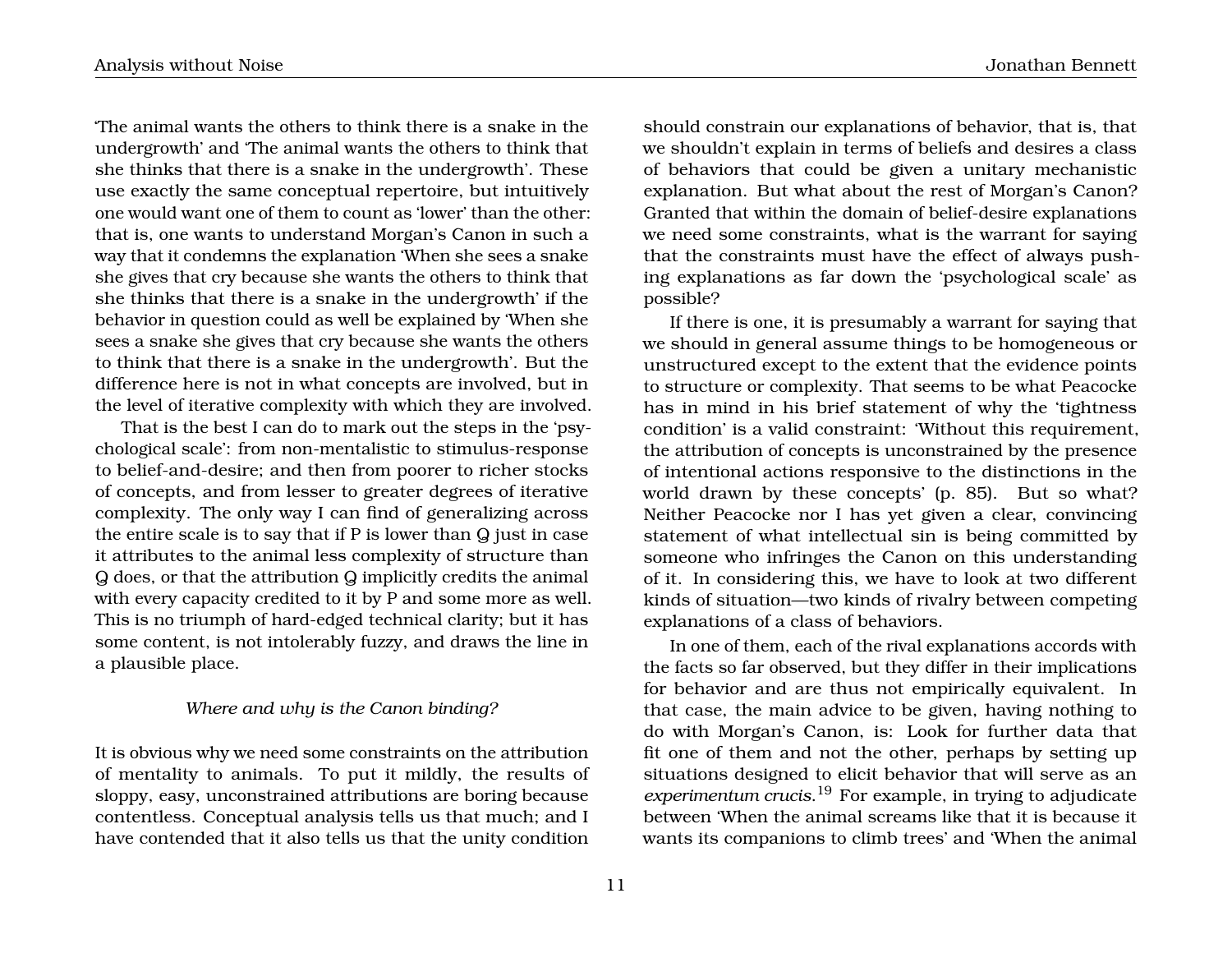'The animal wants the others to think there is a snake in the undergrowth' and 'The animal wants the others to think that she thinks that there is a snake in the undergrowth'. These use exactly the same conceptual repertoire, but intuitively one would want one of them to count as 'lower' than the other: that is, one wants to understand Morgan's Canon in such a way that it condemns the explanation 'When she sees a snake she gives that cry because she wants the others to think that she thinks that there is a snake in the undergrowth' if the behavior in question could as well be explained by 'When she sees a snake she gives that cry because she wants the others to think that there is a snake in the undergrowth'. But the difference here is not in what concepts are involved, but in the level of iterative complexity with which they are involved.

That is the best I can do to mark out the steps in the 'psychological scale': from non-mentalistic to stimulus-response to belief-and-desire; and then from poorer to richer stocks of concepts, and from lesser to greater degrees of iterative complexity. The only way I can find of generalizing across the entire scale is to say that if P is lower than Q just in case it attributes to the animal less complexity of structure than Q does, or that the attribution Q implicitly credits the animal with every capacity credited to it by P and some more as well. This is no triumph of hard-edged technical clarity; but it has some content, is not intolerably fuzzy, and draws the line in a plausible place.

### *Where and why is the Canon binding?*

It is obvious why we need some constraints on the attribution of mentality to animals. To put it mildly, the results of sloppy, easy, unconstrained attributions are boring because contentless. Conceptual analysis tells us that much; and I have contended that it also tells us that the unity condition should constrain our explanations of behavior, that is, that we shouldn't explain in terms of beliefs and desires a class of behaviors that could be given a unitary mechanistic explanation. But what about the rest of Morgan's Canon? Granted that within the domain of belief-desire explanations we need some constraints, what is the warrant for saying that the constraints must have the effect of always pushing explanations as far down the 'psychological scale' as possible?

If there is one, it is presumably a warrant for saying that we should in general assume things to be homogeneous or unstructured except to the extent that the evidence points to structure or complexity. That seems to be what Peacocke has in mind in his brief statement of why the 'tightness condition' is a valid constraint: 'Without this requirement, the attribution of concepts is unconstrained by the presence of intentional actions responsive to the distinctions in the world drawn by these concepts' (p. 85). But so what? Neither Peacocke nor I has yet given a clear, convincing statement of what intellectual sin is being committed by someone who infringes the Canon on this understanding of it. In considering this, we have to look at two different kinds of situation—two kinds of rivalry between competing explanations of a class of behaviors.

In one of them, each of the rival explanations accords with the facts so far observed, but they differ in their implications for behavior and are thus not empirically equivalent. In that case, the main advice to be given, having nothing to do with Morgan's Canon, is: Look for further data that fit one of them and not the other, perhaps by setting up situations designed to elicit behavior that will serve as an *experimentum crucis*.[19] For example, in trying to adjudicate between 'When the animal screams like that it is because it wants its companions to climb trees' and 'When the animal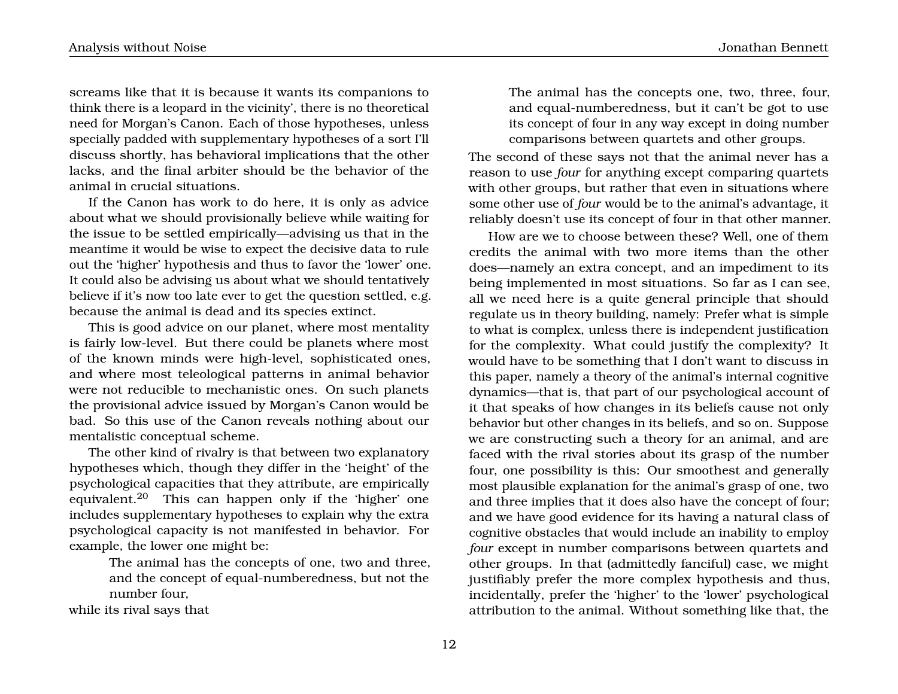screams like that it is because it wants its companions to think there is a leopard in the vicinity', there is no theoretical need for Morgan's Canon. Each of those hypotheses, unless specially padded with supplementary hypotheses of a sort I'll discuss shortly, has behavioral implications that the other lacks, and the final arbiter should be the behavior of the animal in crucial situations.

If the Canon has work to do here, it is only as advice about what we should provisionally believe while waiting for the issue to be settled empirically—advising us that in the meantime it would be wise to expect the decisive data to rule out the 'higher' hypothesis and thus to favor the 'lower' one. It could also be advising us about what we should tentatively believe if it's now too late ever to get the question settled, e.g. because the animal is dead and its species extinct.

This is good advice on our planet, where most mentality is fairly low-level. But there could be planets where most of the known minds were high-level, sophisticated ones, and where most teleological patterns in animal behavior were not reducible to mechanistic ones. On such planets the provisional advice issued by Morgan's Canon would be bad. So this use of the Canon reveals nothing about our mentalistic conceptual scheme.

The other kind of rivalry is that between two explanatory hypotheses which, though they differ in the 'height' of the psychological capacities that they attribute, are empirically equivalent.[20] This can happen only if the 'higher' one includes supplementary hypotheses to explain why the extra psychological capacity is not manifested in behavior. For example, the lower one might be:

> The animal has the concepts of one, two and three, and the concept of equal-numberedness, but not the number four,

while its rival says that

> The animal has the concepts one, two, three, four, and equal-numberedness, but it can't be got to use its concept of four in any way except in doing number comparisons between quartets and other groups.

The second of these says not that the animal never has a reason to use *four* for anything except comparing quartets with other groups, but rather that even in situations where some other use of *four* would be to the animal's advantage, it reliably doesn't use its concept of four in that other manner.

How are we to choose between these? Well, one of them credits the animal with two more items than the other does—namely an extra concept, and an impediment to its being implemented in most situations. So far as I can see, all we need here is a quite general principle that should regulate us in theory building, namely: Prefer what is simple to what is complex, unless there is independent justification for the complexity. What could justify the complexity? It would have to be something that I don't want to discuss in this paper, namely a theory of the animal's internal cognitive dynamics—that is, that part of our psychological account of it that speaks of how changes in its beliefs cause not only behavior but other changes in its beliefs, and so on. Suppose we are constructing such a theory for an animal, and are faced with the rival stories about its grasp of the number four, one possibility is this: Our smoothest and generally most plausible explanation for the animal's grasp of one, two and three implies that it does also have the concept of four; and we have good evidence for its having a natural class of cognitive obstacles that would include an inability to employ *four* except in number comparisons between quartets and other groups. In that (admittedly fanciful) case, we might justifiably prefer the more complex hypothesis and thus, incidentally, prefer the 'higher' to the 'lower' psychological attribution to the animal. Without something like that, the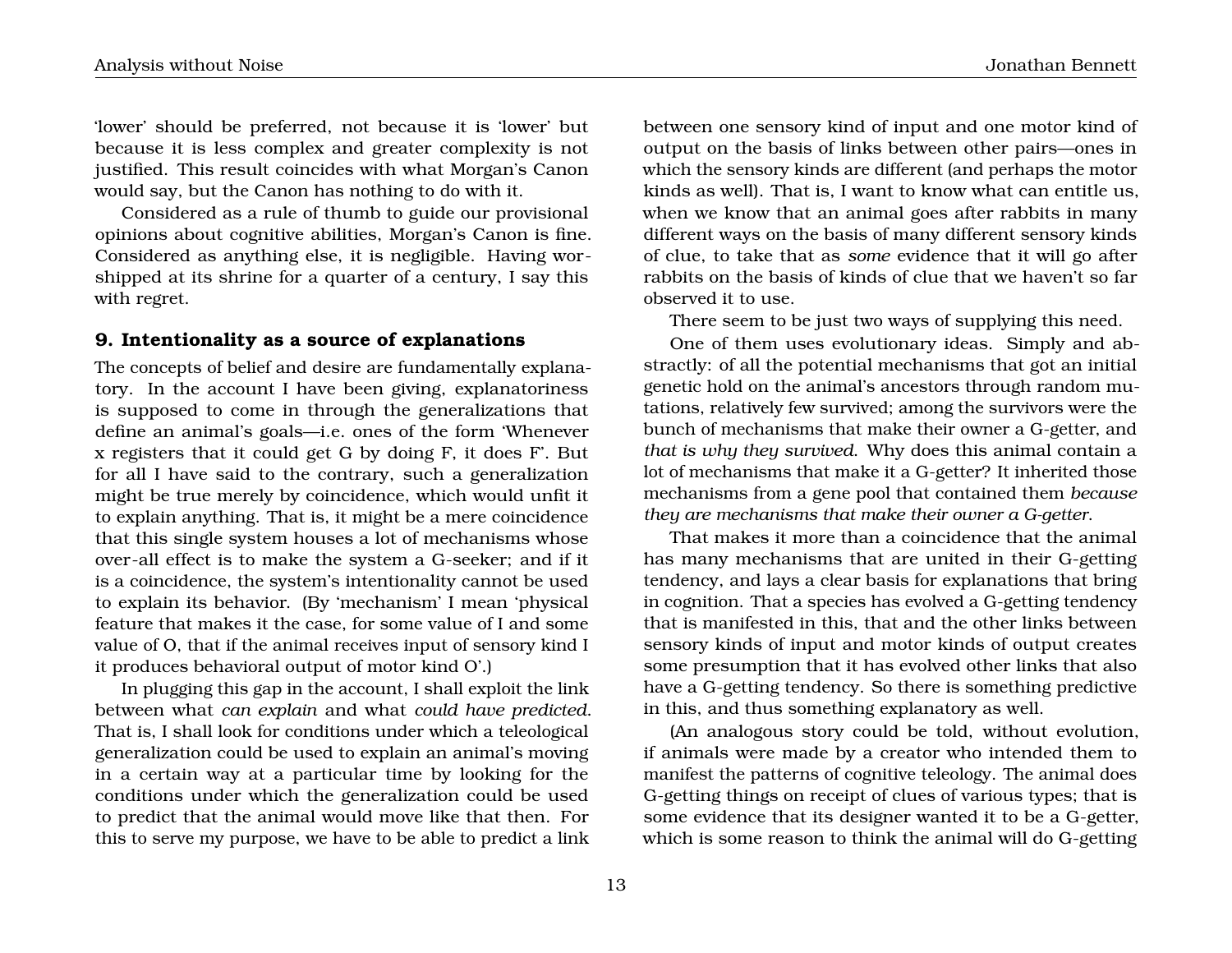'lower' should be preferred, not because it is 'lower' but because it is less complex and greater complexity is not justified. This result coincides with what Morgan's Canon would say, but the Canon has nothing to do with it.

Considered as a rule of thumb to guide our provisional opinions about cognitive abilities, Morgan's Canon is fine. Considered as anything else, it is negligible. Having worshipped at its shrine for a quarter of a century, I say this with regret.

### 9. Intentionality as a source of explanations

The concepts of belief and desire are fundamentally explanatory. In the account I have been giving, explanatoriness is supposed to come in through the generalizations that define an animal's goals—i.e. ones of the form 'Whenever x registers that it could get G by doing F, it does F'. But for all I have said to the contrary, such a generalization might be true merely by coincidence, which would unfit it to explain anything. That is, it might be a mere coincidence that this single system houses a lot of mechanisms whose over-all effect is to make the system a G-seeker; and if it is a coincidence, the system's intentionality cannot be used to explain its behavior. (By 'mechanism' I mean 'physical feature that makes it the case, for some value of I and some value of O, that if the animal receives input of sensory kind I it produces behavioral output of motor kind O'.)

In plugging this gap in the account, I shall exploit the link between what *can explain* and what *could have predicted*. That is, I shall look for conditions under which a teleological generalization could be used to explain an animal's moving in a certain way at a particular time by looking for the conditions under which the generalization could be used to predict that the animal would move like that then. For this to serve my purpose, we have to be able to predict a link between one sensory kind of input and one motor kind of output on the basis of links between other pairs—ones in which the sensory kinds are different (and perhaps the motor kinds as well). That is, I want to know what can entitle us, when we know that an animal goes after rabbits in many different ways on the basis of many different sensory kinds of clue, to take that as *some* evidence that it will go after rabbits on the basis of kinds of clue that we haven't so far observed it to use.

There seem to be just two ways of supplying this need.

One of them uses evolutionary ideas. Simply and abstractly: of all the potential mechanisms that got an initial genetic hold on the animal's ancestors through random mutations, relatively few survived; among the survivors were the bunch of mechanisms that make their owner a G-getter, and *that is why they survived*. Why does this animal contain a lot of mechanisms that make it a G-getter? It inherited those mechanisms from a gene pool that contained them *because they are mechanisms that make their owner a G-getter*.

That makes it more than a coincidence that the animal has many mechanisms that are united in their G-getting tendency, and lays a clear basis for explanations that bring in cognition. That a species has evolved a G-getting tendency that is manifested in this, that and the other links between sensory kinds of input and motor kinds of output creates some presumption that it has evolved other links that also have a G-getting tendency. So there is something predictive in this, and thus something explanatory as well.

(An analogous story could be told, without evolution, if animals were made by a creator who intended them to manifest the patterns of cognitive teleology. The animal does G-getting things on receipt of clues of various types; that is some evidence that its designer wanted it to be a G-getter, which is some reason to think the animal will do G-getting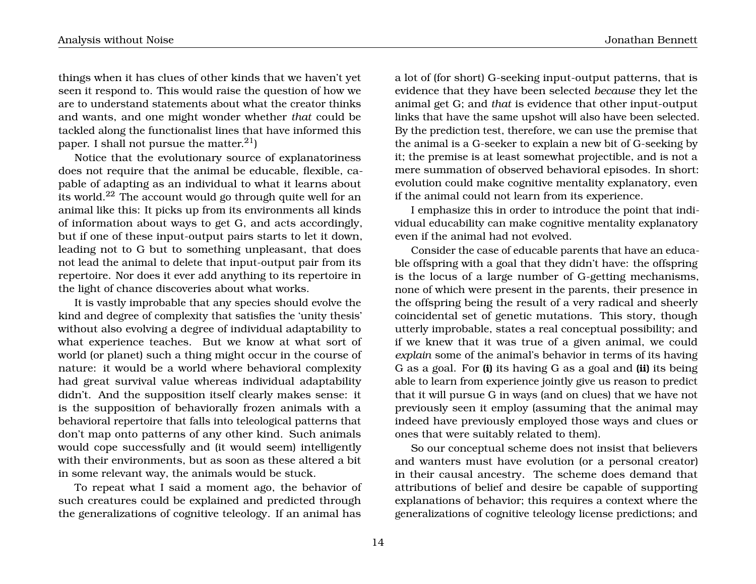things when it has clues of other kinds that we haven't yet seen it respond to. This would raise the question of how we are to understand statements about what the creator thinks and wants, and one might wonder whether *that* could be tackled along the functionalist lines that have informed this paper. I shall not pursue the matter.[21])

Notice that the evolutionary source of explanatoriness does not require that the animal be educable, flexible, capable of adapting as an individual to what it learns about its world.[22] The account would go through quite well for an animal like this: It picks up from its environments all kinds of information about ways to get G, and acts accordingly, but if one of these input-output pairs starts to let it down, leading not to G but to something unpleasant, that does not lead the animal to delete that input-output pair from its repertoire. Nor does it ever add anything to its repertoire in the light of chance discoveries about what works.

It is vastly improbable that any species should evolve the kind and degree of complexity that satisfies the 'unity thesis' without also evolving a degree of individual adaptability to what experience teaches. But we know at what sort of world (or planet) such a thing might occur in the course of nature: it would be a world where behavioral complexity had great survival value whereas individual adaptability didn't. And the supposition itself clearly makes sense: it is the supposition of behaviorally frozen animals with a behavioral repertoire that falls into teleological patterns that don't map onto patterns of any other kind. Such animals would cope successfully and (it would seem) intelligently with their environments, but as soon as these altered a bit in some relevant way, the animals would be stuck.

To repeat what I said a moment ago, the behavior of such creatures could be explained and predicted through the generalizations of cognitive teleology. If an animal has a lot of (for short) G-seeking input-output patterns, that is evidence that they have been selected *because* they let the animal get G; and *that* is evidence that other input-output links that have the same upshot will also have been selected. By the prediction test, therefore, we can use the premise that the animal is a G-seeker to explain a new bit of G-seeking by it; the premise is at least somewhat projectible, and is not a mere summation of observed behavioral episodes. In short: evolution could make cognitive mentality explanatory, even if the animal could not learn from its experience.

I emphasize this in order to introduce the point that individual educability can make cognitive mentality explanatory even if the animal had not evolved.

Consider the case of educable parents that have an educable offspring with a goal that they didn't have: the offspring is the locus of a large number of G-getting mechanisms, none of which were present in the parents, their presence in the offspring being the result of a very radical and sheerly coincidental set of genetic mutations. This story, though utterly improbable, states a real conceptual possibility; and if we knew that it was true of a given animal, we could *explain* some of the animal's behavior in terms of its having G as a goal. For **(i)** its having G as a goal and **(ii)** its being able to learn from experience jointly give us reason to predict that it will pursue G in ways (and on clues) that we have not previously seen it employ (assuming that the animal may indeed have previously employed those ways and clues or ones that were suitably related to them).

So our conceptual scheme does not insist that believers and wanters must have evolution (or a personal creator) in their causal ancestry. The scheme does demand that attributions of belief and desire be capable of supporting explanations of behavior; this requires a context where the generalizations of cognitive teleology license predictions; and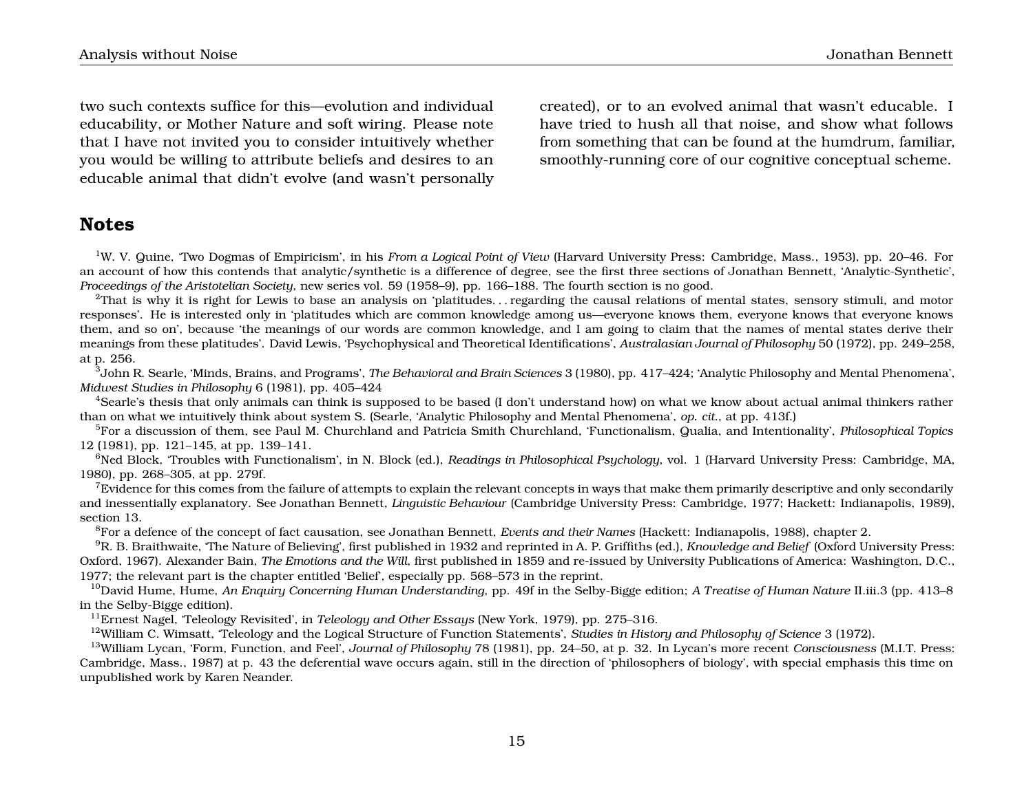two such contexts suffice for this—evolution and individual educability, or Mother Nature and soft wiring. Please note that I have not invited you to consider intuitively whether you would be willing to attribute beliefs and desires to an educable animal that didn't evolve (and wasn't personally created), or to an evolved animal that wasn't educable. I have tried to hush all that noise, and show what follows from something that can be found at the humdrum, familiar, smoothly-running core of our cognitive conceptual scheme.

## Notes

[1]W. V. Quine, 'Two Dogmas of Empiricism', in his *From a Logical Point of View* (Harvard University Press: Cambridge, Mass., 1953), pp. 20–46. For an account of how this contends that analytic/synthetic is a difference of degree, see the first three sections of Jonathan Bennett, 'Analytic-Synthetic', *Proceedings of the Aristotelian Society*, new series vol. 59 (1958–9), pp. 166–188. The fourth section is no good.

[2]That is why it is right for Lewis to base an analysis on 'platitudes. . . regarding the causal relations of mental states, sensory stimuli, and motor responses'. He is interested only in 'platitudes which are common knowledge among us—everyone knows them, everyone knows that everyone knows them, and so on', because 'the meanings of our words are common knowledge, and I am going to claim that the names of mental states derive their meanings from these platitudes'. David Lewis, 'Psychophysical and Theoretical Identifications', *Australasian Journal of Philosophy* 50 (1972), pp. 249–258, at p. 256.

[3]John R. Searle, 'Minds, Brains, and Programs', *The Behavioral and Brain Sciences* 3 (1980), pp. 417–424; 'Analytic Philosophy and Mental Phenomena', *Midwest Studies in Philosophy* 6 (1981), pp. 405–424

[4]Searle's thesis that only animals can think is supposed to be based (I don't understand how) on what we know about actual animal thinkers rather than on what we intuitively think about system S. (Searle, 'Analytic Philosophy and Mental Phenomena', *op. cit.*, at pp. 413f.)

[5]For a discussion of them, see Paul M. Churchland and Patricia Smith Churchland, 'Functionalism, Qualia, and Intentionality', *Philosophical Topics* 12 (1981), pp. 121–145, at pp. 139–141.

[6]Ned Block, 'Troubles with Functionalism', in N. Block (ed.), *Readings in Philosophical Psychology*, vol. 1 (Harvard University Press: Cambridge, MA, 1980), pp. 268–305, at pp. 279f.

[7]Evidence for this comes from the failure of attempts to explain the relevant concepts in ways that make them primarily descriptive and only secondarily and inessentially explanatory. See Jonathan Bennett, *Linguistic Behaviour* (Cambridge University Press: Cambridge, 1977; Hackett: Indianapolis, 1989), section 13.

[8]For a defence of the concept of fact causation, see Jonathan Bennett, *Events and their Names* (Hackett: Indianapolis, 1988), chapter 2.

[9]R. B. Braithwaite, 'The Nature of Believing', first published in 1932 and reprinted in A. P. Griffiths (ed.), *Knowledge and Belief* (Oxford University Press: Oxford, 1967). Alexander Bain, *The Emotions and the Will*, first published in 1859 and re-issued by University Publications of America: Washington, D.C., 1977; the relevant part is the chapter entitled 'Belief', especially pp. 568–573 in the reprint.

[10]David Hume, Hume, *An Enquiry Concerning Human Understanding*, pp. 49f in the Selby-Bigge edition; *A Treatise of Human Nature* II.iii.3 (pp. 413–8 in the Selby-Bigge edition).

[11]Ernest Nagel, 'Teleology Revisited', in *Teleology and Other Essays* (New York, 1979), pp. 275–316.

[12]William C. Wimsatt, 'Teleology and the Logical Structure of Function Statements', *Studies in History and Philosophy of Science* 3 (1972).

[13]William Lycan, 'Form, Function, and Feel', *Journal of Philosophy* 78 (1981), pp. 24–50, at p. 32. In Lycan's more recent *Consciousness* (M.I.T. Press: Cambridge, Mass., 1987) at p. 43 the deferential wave occurs again, still in the direction of 'philosophers of biology', with special emphasis this time on unpublished work by Karen Neander.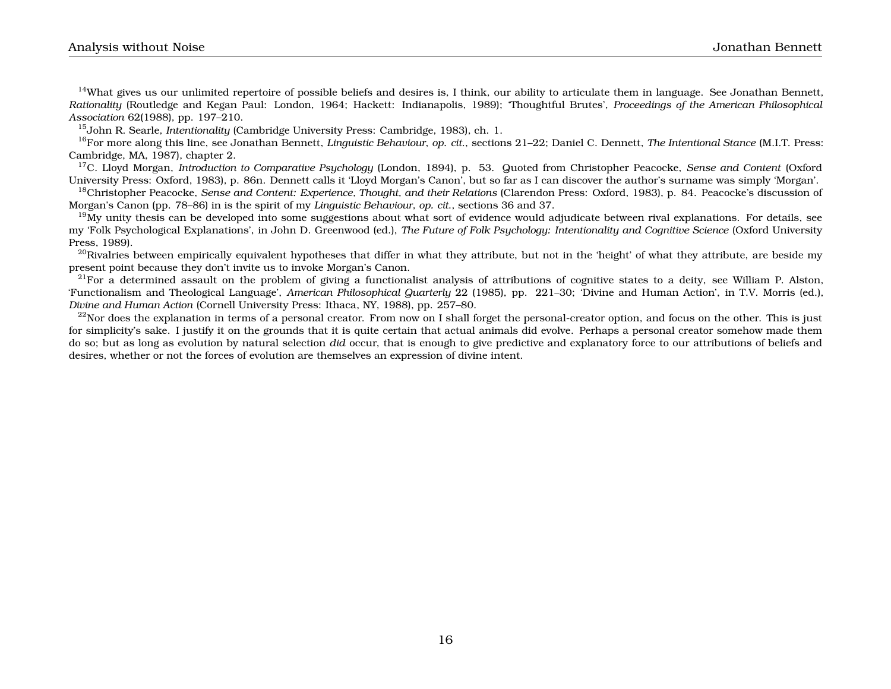[14]What gives us our unlimited repertoire of possible beliefs and desires is, I think, our ability to articulate them in language. See Jonathan Bennett, *Rationality* (Routledge and Kegan Paul: London, 1964; Hackett: Indianapolis, 1989); 'Thoughtful Brutes', *Proceedings of the American Philosophical Association* 62(1988), pp. 197–210.

[15]John R. Searle, *Intentionality* (Cambridge University Press: Cambridge, 1983), ch. 1.

[16]For more along this line, see Jonathan Bennett, *Linguistic Behaviour*, *op. cit.*, sections 21–22; Daniel C. Dennett, *The Intentional Stance* (M.I.T. Press: Cambridge, MA, 1987), chapter 2.

[17]C. Lloyd Morgan, *Introduction to Comparative Psychology* (London, 1894), p. 53. Quoted from Christopher Peacocke, *Sense and Content* (Oxford University Press: Oxford, 1983), p. 86n. Dennett calls it 'Lloyd Morgan's Canon', but so far as I can discover the author's surname was simply 'Morgan'.

[18]Christopher Peacocke, *Sense and Content: Experience, Thought, and their Relations* (Clarendon Press: Oxford, 1983), p. 84. Peacocke's discussion of Morgan's Canon (pp. 78–86) in is the spirit of my *Linguistic Behaviour*, *op. cit.*, sections 36 and 37.

[19]My unity thesis can be developed into some suggestions about what sort of evidence would adjudicate between rival explanations. For details, see my 'Folk Psychological Explanations', in John D. Greenwood (ed.), *The Future of Folk Psychology: Intentionality and Cognitive Science* (Oxford University Press, 1989).

[20]Rivalries between empirically equivalent hypotheses that differ in what they attribute, but not in the 'height' of what they attribute, are beside my present point because they don't invite us to invoke Morgan's Canon.

[21]For a determined assault on the problem of giving a functionalist analysis of attributions of cognitive states to a deity, see William P. Alston, 'Functionalism and Theological Language', *American Philosophical Quarterly* 22 (1985), pp. 221–30; 'Divine and Human Action', in T.V. Morris (ed.), *Divine and Human Action* (Cornell University Press: Ithaca, NY, 1988), pp. 257–80.

[22]Nor does the explanation in terms of a personal creator. From now on I shall forget the personal-creator option, and focus on the other. This is just for simplicity's sake. I justify it on the grounds that it is quite certain that actual animals did evolve. Perhaps a personal creator somehow made them do so; but as long as evolution by natural selection *did* occur, that is enough to give predictive and explanatory force to our attributions of beliefs and desires, whether or not the forces of evolution are themselves an expression of divine intent.